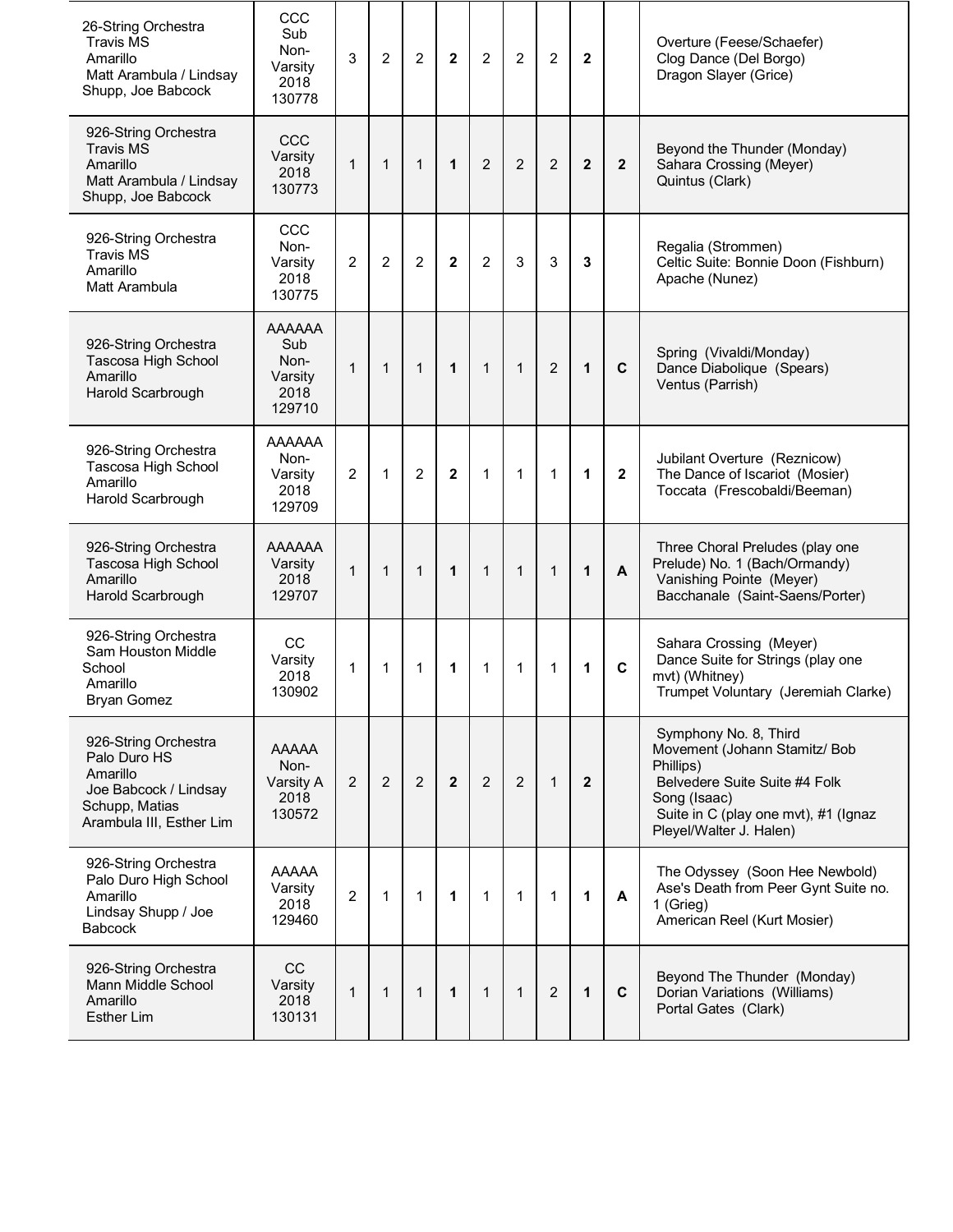| | | | | | | | | | | | |
|---|---|---|---|---|---|---|---|---|---|---|---|
| 26-String Orchestra<br>Travis MS<br>Amarillo<br>Matt Arambula / Lindsay Shupp, Joe Babcock | CCC<br>Sub<br>Non-Varsity<br>2018<br>130778 | 3 | 2 | 2 | **2** | 2 | 2 | 2 | **2** | | Overture (Feese/Schaefer)<br>Clog Dance (Del Borgo)<br>Dragon Slayer (Grice) |
| 926-String Orchestra<br>Travis MS<br>Amarillo<br>Matt Arambula / Lindsay Shupp, Joe Babcock | CCC<br>Varsity<br>2018<br>130773 | 1 | 1 | 1 | **1** | 2 | 2 | 2 | **2** | **2** | Beyond the Thunder (Monday)<br>Sahara Crossing (Meyer)<br>Quintus (Clark) |
| 926-String Orchestra<br>Travis MS<br>Amarillo<br>Matt Arambula | CCC<br>Non-Varsity<br>2018<br>130775 | 2 | 2 | 2 | **2** | 2 | 3 | 3 | **3** | | Regalia (Strommen)<br>Celtic Suite: Bonnie Doon (Fishburn)<br>Apache (Nunez) |
| 926-String Orchestra<br>Tascosa High School<br>Amarillo<br>Harold Scarbrough | AAAAAA<br>Sub<br>Non-Varsity<br>2018<br>129710 | 1 | 1 | 1 | **1** | 1 | 1 | 2 | **1** | **C** | Spring (Vivaldi/Monday)<br>Dance Diabolique (Spears)<br>Ventus (Parrish) |
| 926-String Orchestra<br>Tascosa High School<br>Amarillo<br>Harold Scarbrough | AAAAAA<br>Non-Varsity<br>2018<br>129709 | 2 | 1 | 2 | **2** | 1 | 1 | 1 | **1** | **2** | Jubilant Overture (Reznicow)<br>The Dance of Iscariot (Mosier)<br>Toccata (Frescobaldi/Beeman) |
| 926-String Orchestra<br>Tascosa High School<br>Amarillo<br>Harold Scarbrough | AAAAAA<br>Varsity<br>2018<br>129707 | 1 | 1 | 1 | **1** | 1 | 1 | 1 | **1** | **A** | Three Choral Preludes (play one Prelude) No. 1 (Bach/Ormandy)<br>Vanishing Pointe (Meyer)<br>Bacchanale (Saint-Saens/Porter) |
| 926-String Orchestra<br>Sam Houston Middle School<br>Amarillo<br>Bryan Gomez | CC<br>Varsity<br>2018<br>130902 | 1 | 1 | 1 | **1** | 1 | 1 | 1 | **1** | **C** | Sahara Crossing (Meyer)<br>Dance Suite for Strings (play one mvt) (Whitney)<br>Trumpet Voluntary (Jeremiah Clarke) |
| 926-String Orchestra<br>Palo Duro HS<br>Amarillo<br>Joe Babcock / Lindsay Schupp, Matias Arambula III, Esther Lim | AAAAA<br>Non-Varsity A<br>2018<br>130572 | 2 | 2 | 2 | **2** | 2 | 2 | 1 | **2** | | Symphony No. 8, Third Movement (Johann Stamitz/ Bob Phillips)<br>Belvedere Suite Suite #4 Folk Song (Isaac)<br>Suite in C (play one mvt), #1 (Ignaz Pleyel/Walter J. Halen) |
| 926-String Orchestra<br>Palo Duro High School<br>Amarillo<br>Lindsay Shupp / Joe Babcock | AAAAA<br>Varsity<br>2018<br>129460 | 2 | 1 | 1 | **1** | 1 | 1 | 1 | **1** | **A** | The Odyssey (Soon Hee Newbold)<br>Ase's Death from Peer Gynt Suite no. 1 (Grieg)<br>American Reel (Kurt Mosier) |
| 926-String Orchestra<br>Mann Middle School<br>Amarillo<br>Esther Lim | CC<br>Varsity<br>2018<br>130131 | 1 | 1 | 1 | **1** | 1 | 1 | 2 | **1** | **C** | Beyond The Thunder (Monday)<br>Dorian Variations (Williams)<br>Portal Gates (Clark) |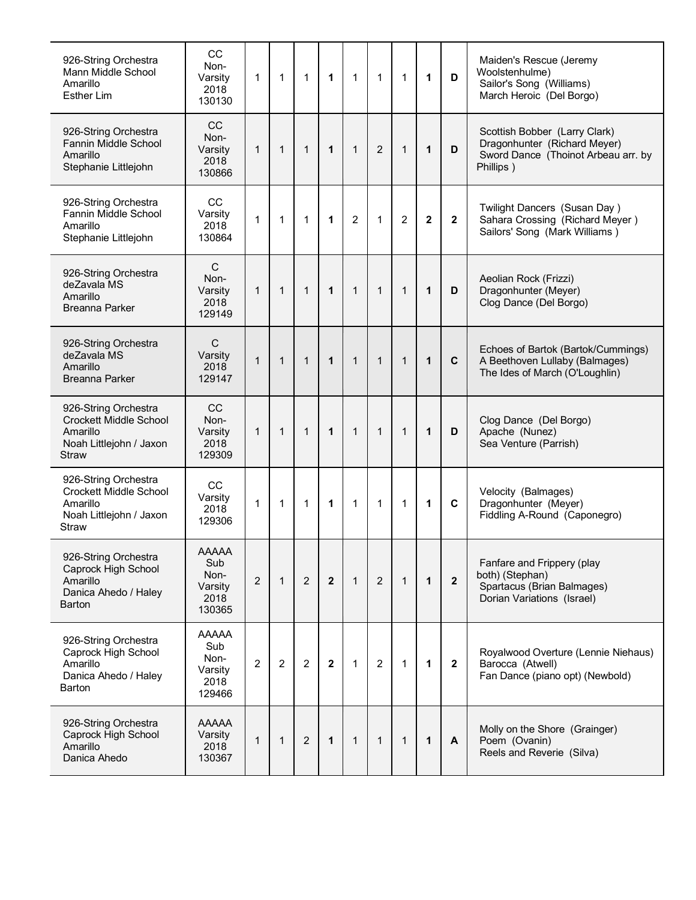| | | | | | | | | | | | |
|---|---|---|---|---|---|---|---|---|---|---|---|
| 926-String Orchestra<br>Mann Middle School<br>Amarillo<br>Esther Lim | CC<br>Non-Varsity<br>2018<br>130130 | 1 | 1 | 1 | **1** | 1 | 1 | 1 | **1** | **D** | Maiden's Rescue (Jeremy Woolstenhulme)<br>Sailor's Song (Williams)<br>March Heroic (Del Borgo) |
| 926-String Orchestra<br>Fannin Middle School<br>Amarillo<br>Stephanie Littlejohn | CC<br>Non-Varsity<br>2018<br>130866 | 1 | 1 | 1 | **1** | 1 | 2 | 1 | **1** | **D** | Scottish Bobber (Larry Clark)<br>Dragonhunter (Richard Meyer)<br>Sword Dance (Thoinot Arbeau arr. by Phillips ) |
| 926-String Orchestra<br>Fannin Middle School<br>Amarillo<br>Stephanie Littlejohn | CC<br>Varsity<br>2018<br>130864 | 1 | 1 | 1 | **1** | 2 | 1 | 2 | **2** | **2** | Twilight Dancers (Susan Day )<br>Sahara Crossing (Richard Meyer )<br>Sailors' Song (Mark Williams ) |
| 926-String Orchestra<br>deZavala MS<br>Amarillo<br>Breanna Parker | C<br>Non-Varsity<br>2018<br>129149 | 1 | 1 | 1 | **1** | 1 | 1 | 1 | **1** | **D** | Aeolian Rock (Frizzi)<br>Dragonhunter (Meyer)<br>Clog Dance (Del Borgo) |
| 926-String Orchestra<br>deZavala MS<br>Amarillo<br>Breanna Parker | C<br>Varsity<br>2018<br>129147 | 1 | 1 | 1 | **1** | 1 | 1 | 1 | **1** | **C** | Echoes of Bartok (Bartok/Cummings)<br>A Beethoven Lullaby (Balmages)<br>The Ides of March (O'Loughlin) |
| 926-String Orchestra<br>Crockett Middle School<br>Amarillo<br>Noah Littlejohn / Jaxon Straw | CC<br>Non-Varsity<br>2018<br>129309 | 1 | 1 | 1 | **1** | 1 | 1 | 1 | **1** | **D** | Clog Dance (Del Borgo)<br>Apache (Nunez)<br>Sea Venture (Parrish) |
| 926-String Orchestra<br>Crockett Middle School<br>Amarillo<br>Noah Littlejohn / Jaxon Straw | CC<br>Varsity<br>2018<br>129306 | 1 | 1 | 1 | **1** | 1 | 1 | 1 | **1** | **C** | Velocity (Balmages)<br>Dragonhunter (Meyer)<br>Fiddling A-Round (Caponegro) |
| 926-String Orchestra<br>Caprock High School<br>Amarillo<br>Danica Ahedo / Haley Barton | AAAAA<br>Sub<br>Non-Varsity<br>2018<br>130365 | 2 | 1 | 2 | **2** | 1 | 2 | 1 | **1** | **2** | Fanfare and Frippery (play both) (Stephan)<br>Spartacus (Brian Balmages)<br>Dorian Variations (Israel) |
| 926-String Orchestra<br>Caprock High School<br>Amarillo<br>Danica Ahedo / Haley Barton | AAAAA<br>Sub<br>Non-Varsity<br>2018<br>129466 | 2 | 2 | 2 | **2** | 1 | 2 | 1 | **1** | **2** | Royalwood Overture (Lennie Niehaus)<br>Barocca (Atwell)<br>Fan Dance (piano opt) (Newbold) |
| 926-String Orchestra<br>Caprock High School<br>Amarillo<br>Danica Ahedo | AAAAA<br>Varsity<br>2018<br>130367 | 1 | 1 | 2 | **1** | 1 | 1 | 1 | **1** | **A** | Molly on the Shore (Grainger)<br>Poem (Ovanin)<br>Reels and Reverie (Silva) |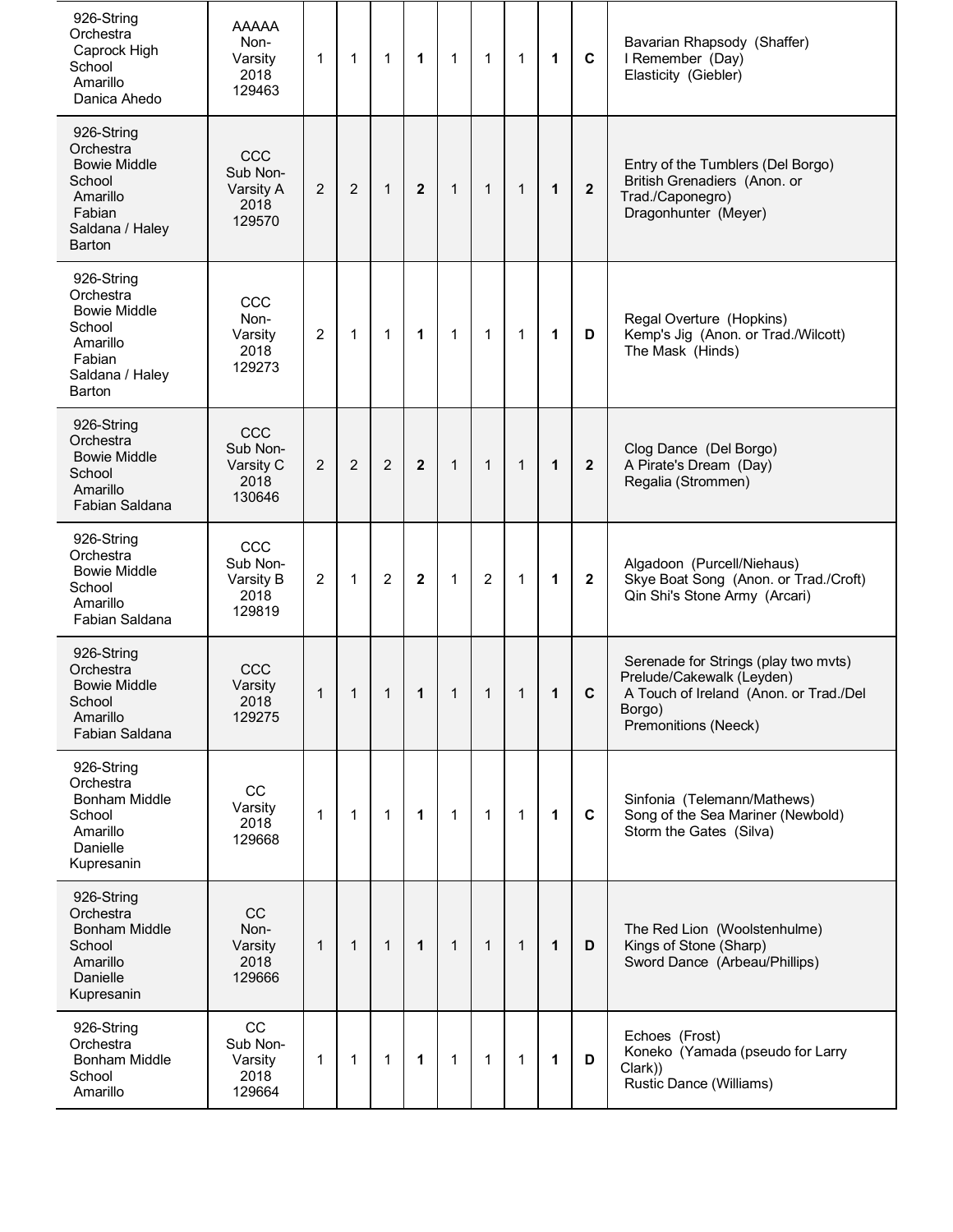| | | | | | | | | | | | |
|---|---|---|---|---|---|---|---|---|---|---|---|
| 926-String Orchestra Caprock High School Amarillo Danica Ahedo | AAAAA Non-Varsity 2018 129463 | 1 | 1 | 1 | **1** | 1 | 1 | 1 | **1** | **C** | Bavarian Rhapsody (Shaffer)<br>I Remember (Day)<br>Elasticity (Giebler) |
| 926-String Orchestra Bowie Middle School Amarillo Fabian Saldana / Haley Barton | CCC Sub Non-Varsity A 2018 129570 | 2 | 2 | 1 | **2** | 1 | 1 | 1 | **1** | **2** | Entry of the Tumblers (Del Borgo)<br>British Grenadiers (Anon. or Trad./Caponegro)<br>Dragonhunter (Meyer) |
| 926-String Orchestra Bowie Middle School Amarillo Fabian Saldana / Haley Barton | CCC Non-Varsity 2018 129273 | 2 | 1 | 1 | **1** | 1 | 1 | 1 | **1** | **D** | Regal Overture (Hopkins)<br>Kemp's Jig (Anon. or Trad./Wilcott)<br>The Mask (Hinds) |
| 926-String Orchestra Bowie Middle School Amarillo Fabian Saldana | CCC Sub Non-Varsity C 2018 130646 | 2 | 2 | 2 | **2** | 1 | 1 | 1 | **1** | **2** | Clog Dance (Del Borgo)<br>A Pirate's Dream (Day)<br>Regalia (Strommen) |
| 926-String Orchestra Bowie Middle School Amarillo Fabian Saldana | CCC Sub Non-Varsity B 2018 129819 | 2 | 1 | 2 | **2** | 1 | 2 | 1 | **1** | **2** | Algadoon (Purcell/Niehaus)<br>Skye Boat Song (Anon. or Trad./Croft)<br>Qin Shi's Stone Army (Arcari) |
| 926-String Orchestra Bowie Middle School Amarillo Fabian Saldana | CCC Varsity 2018 129275 | 1 | 1 | 1 | **1** | 1 | 1 | 1 | **1** | **C** | Serenade for Strings (play two mvts) Prelude/Cakewalk (Leyden)<br>A Touch of Ireland (Anon. or Trad./Del Borgo)<br>Premonitions (Neeck) |
| 926-String Orchestra Bonham Middle School Amarillo Danielle Kupresanin | CC Varsity 2018 129668 | 1 | 1 | 1 | **1** | 1 | 1 | 1 | **1** | **C** | Sinfonia (Telemann/Mathews)<br>Song of the Sea Mariner (Newbold)<br>Storm the Gates (Silva) |
| 926-String Orchestra Bonham Middle School Amarillo Danielle Kupresanin | CC Non-Varsity 2018 129666 | 1 | 1 | 1 | **1** | 1 | 1 | 1 | **1** | **D** | The Red Lion (Woolstenhulme)<br>Kings of Stone (Sharp)<br>Sword Dance (Arbeau/Phillips) |
| 926-String Orchestra Bonham Middle School Amarillo | CC Sub Non-Varsity 2018 129664 | 1 | 1 | 1 | **1** | 1 | 1 | 1 | **1** | **D** | Echoes (Frost)<br>Koneko (Yamada (pseudo for Larry Clark))<br>Rustic Dance (Williams) |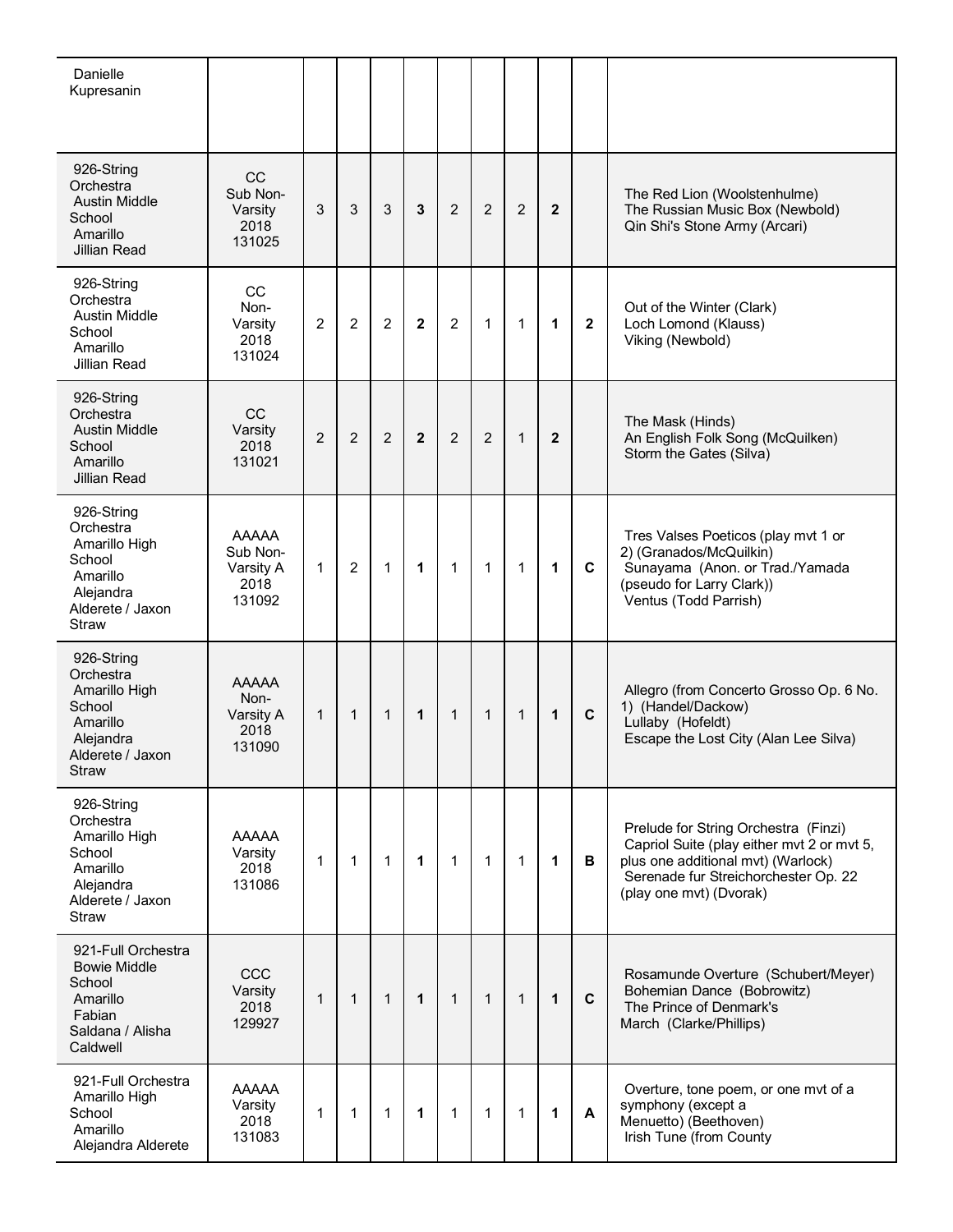| | | | | | | | | | | | |
|---|---|---|---|---|---|---|---|---|---|---|---|
| Danielle Kupresanin | | | | | | | | | | | |
| 926-String Orchestra Austin Middle School Amarillo Jillian Read | CC Sub Non-Varsity 2018 131025 | 3 | 3 | 3 | **3** | 2 | 2 | 2 | **2** | | The Red Lion (Woolstenhulme) The Russian Music Box (Newbold) Qin Shi's Stone Army (Arcari) |
| 926-String Orchestra Austin Middle School Amarillo Jillian Read | CC Non-Varsity 2018 131024 | 2 | 2 | 2 | **2** | 2 | 1 | 1 | **1** | **2** | Out of the Winter (Clark) Loch Lomond (Klauss) Viking (Newbold) |
| 926-String Orchestra Austin Middle School Amarillo Jillian Read | CC Varsity 2018 131021 | 2 | 2 | 2 | **2** | 2 | 2 | 1 | **2** | | The Mask (Hinds) An English Folk Song (McQuilken) Storm the Gates (Silva) |
| 926-String Orchestra Amarillo High School Amarillo Alejandra Alderete / Jaxon Straw | AAAAA Sub Non-Varsity A 2018 131092 | 1 | 2 | 1 | **1** | 1 | 1 | 1 | **1** | **C** | Tres Valses Poeticos (play mvt 1 or 2) (Granados/McQuilkin) Sunayama (Anon. or Trad./Yamada (pseudo for Larry Clark)) Ventus (Todd Parrish) |
| 926-String Orchestra Amarillo High School Amarillo Alejandra Alderete / Jaxon Straw | AAAAA Non-Varsity A 2018 131090 | 1 | 1 | 1 | **1** | 1 | 1 | 1 | **1** | **C** | Allegro (from Concerto Grosso Op. 6 No. 1) (Handel/Dackow) Lullaby (Hofeldt) Escape the Lost City (Alan Lee Silva) |
| 926-String Orchestra Amarillo High School Amarillo Alejandra Alderete / Jaxon Straw | AAAAA Varsity 2018 131086 | 1 | 1 | 1 | **1** | 1 | 1 | 1 | **1** | **B** | Prelude for String Orchestra (Finzi) Capriol Suite (play either mvt 2 or mvt 5, plus one additional mvt) (Warlock) Serenade fur Streichorchester Op. 22 (play one mvt) (Dvorak) |
| 921-Full Orchestra Bowie Middle School Amarillo Fabian Saldana / Alisha Caldwell | CCC Varsity 2018 129927 | 1 | 1 | 1 | **1** | 1 | 1 | 1 | **1** | **C** | Rosamunde Overture (Schubert/Meyer) Bohemian Dance (Bobrowitz) The Prince of Denmark's March (Clarke/Phillips) |
| 921-Full Orchestra Amarillo High School Amarillo Alejandra Alderete | AAAAA Varsity 2018 131083 | 1 | 1 | 1 | **1** | 1 | 1 | 1 | **1** | **A** | Overture, tone poem, or one mvt of a symphony (except a Menuetto) (Beethoven) Irish Tune (from County |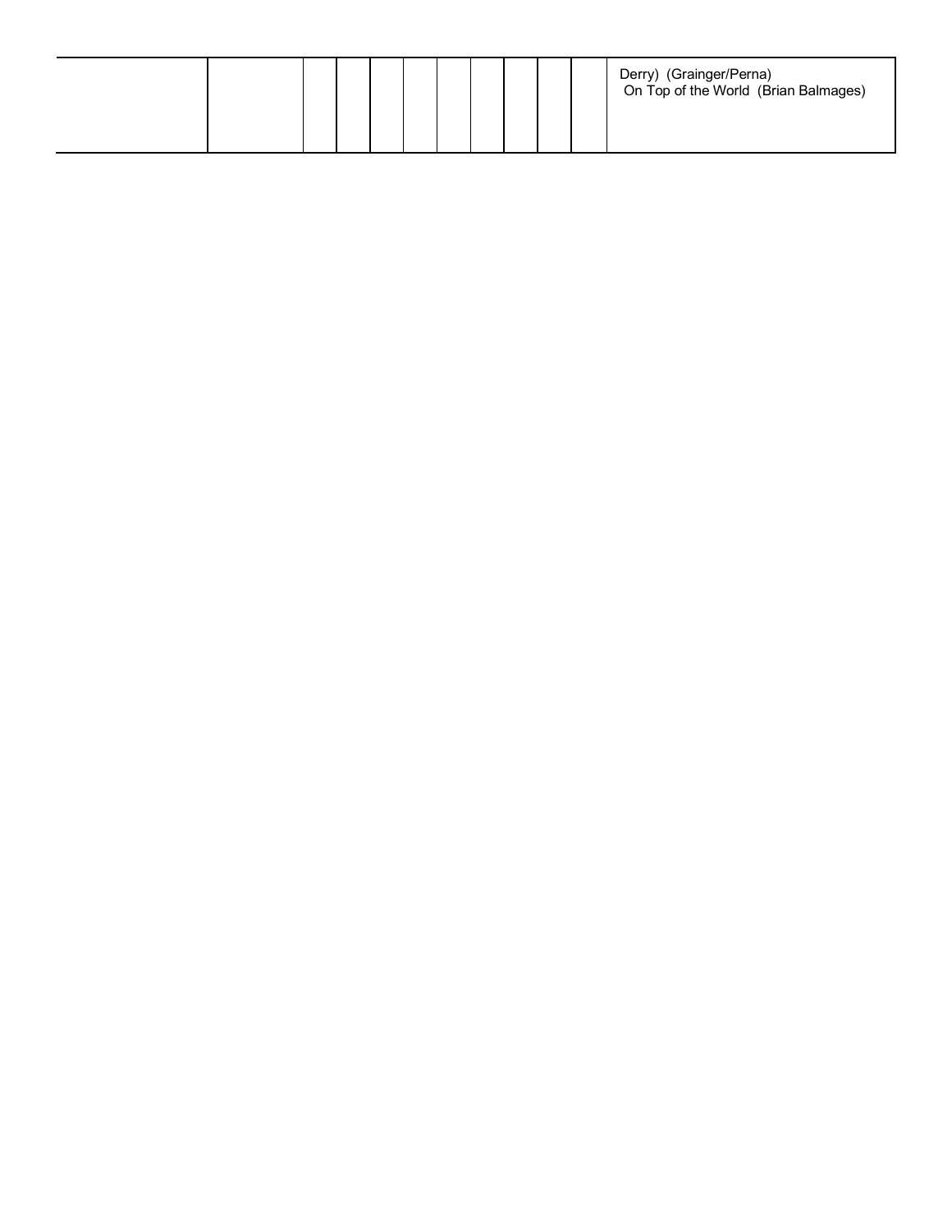| | | | | | | | | | | | |
|---|---|---|---|---|---|---|---|---|---|---|---|
| | | | | | | | | | | | Derry) (Grainger/Perna)<br>On Top of the World (Brian Balmages) |